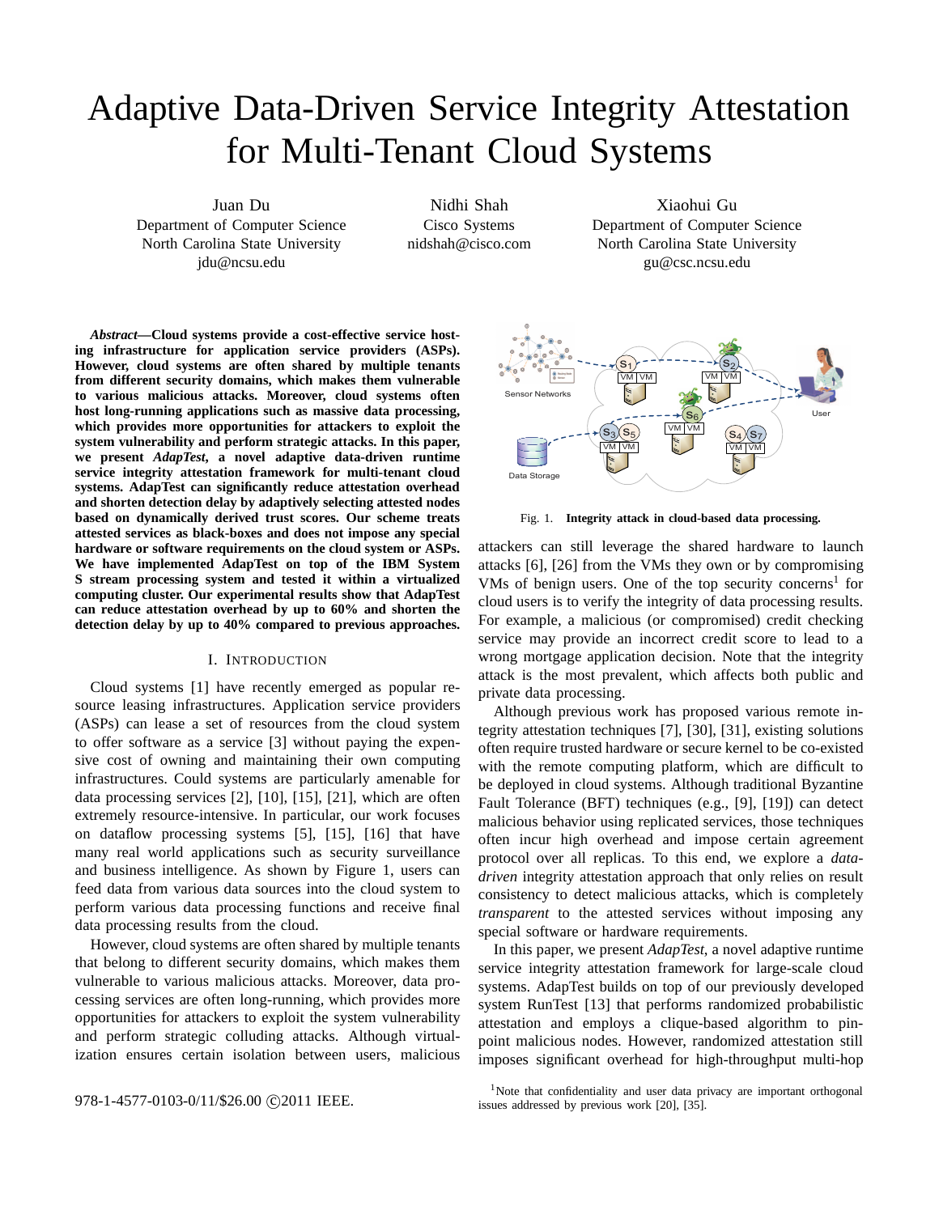# Adaptive Data-Driven Service Integrity Attestation for Multi-Tenant Cloud Systems

Juan Du
Department of Computer Science
North Carolina State University
jdu@ncsu.edu

Nidhi Shah
Cisco Systems
nidshah@cisco.com

Xiaohui Gu
Department of Computer Science
North Carolina State University
gu@csc.ncsu.edu

***Abstract*—Cloud systems provide a cost-effective service hosting infrastructure for application service providers (ASPs). However, cloud systems are often shared by multiple tenants from different security domains, which makes them vulnerable to various malicious attacks. Moreover, cloud systems often host long-running applications such as massive data processing, which provides more opportunities for attackers to exploit the system vulnerability and perform strategic attacks. In this paper, we present *AdapTest*, a novel adaptive data-driven runtime service integrity attestation framework for multi-tenant cloud systems. AdapTest can significantly reduce attestation overhead and shorten detection delay by adaptively selecting attested nodes based on dynamically derived trust scores. Our scheme treats attested services as black-boxes and does not impose any special hardware or software requirements on the cloud system or ASPs. We have implemented AdapTest on top of the IBM System S stream processing system and tested it within a virtualized computing cluster. Our experimental results show that AdapTest can reduce attestation overhead by up to 60% and shorten the detection delay by up to 40% compared to previous approaches.**

## I. Introduction

Cloud systems [1] have recently emerged as popular resource leasing infrastructures. Application service providers (ASPs) can lease a set of resources from the cloud system to offer software as a service [3] without paying the expensive cost of owning and maintaining their own computing infrastructures. Could systems are particularly amenable for data processing services [2], [10], [15], [21], which are often extremely resource-intensive. In particular, our work focuses on dataflow processing systems [5], [15], [16] that have many real world applications such as security surveillance and business intelligence. As shown by Figure 1, users can feed data from various data sources into the cloud system to perform various data processing functions and receive final data processing results from the cloud.

However, cloud systems are often shared by multiple tenants that belong to different security domains, which makes them vulnerable to various malicious attacks. Moreover, data processing services are often long-running, which provides more opportunities for attackers to exploit the system vulnerability and perform strategic colluding attacks. Although virtualization ensures certain isolation between users, malicious attackers can still leverage the shared hardware to launch attacks [6], [26] from the VMs they own or by compromising VMs of benign users. One of the top security concerns[1] for cloud users is to verify the integrity of data processing results. For example, a malicious (or compromised) credit checking service may provide an incorrect credit score to lead to a wrong mortgage application decision. Note that the integrity attack is the most prevalent, which affects both public and private data processing.

Fig. 1. **Integrity attack in cloud-based data processing.**

Although previous work has proposed various remote integrity attestation techniques [7], [30], [31], existing solutions often require trusted hardware or secure kernel to be co-existed with the remote computing platform, which are difficult to be deployed in cloud systems. Although traditional Byzantine Fault Tolerance (BFT) techniques (e.g., [9], [19]) can detect malicious behavior using replicated services, those techniques often incur high overhead and impose certain agreement protocol over all replicas. To this end, we explore a *data-driven* integrity attestation approach that only relies on result consistency to detect malicious attacks, which is completely *transparent* to the attested services without imposing any special software or hardware requirements.

In this paper, we present *AdapTest*, a novel adaptive runtime service integrity attestation framework for large-scale cloud systems. AdapTest builds on top of our previously developed system RunTest [13] that performs randomized probabilistic attestation and employs a clique-based algorithm to pinpoint malicious nodes. However, randomized attestation still imposes significant overhead for high-throughput multi-hop

[1] Note that confidentiality and user data privacy are important orthogonal issues addressed by previous work [20], [35].

978-1-4577-0103-0/11/$26.00 ©2011 IEEE.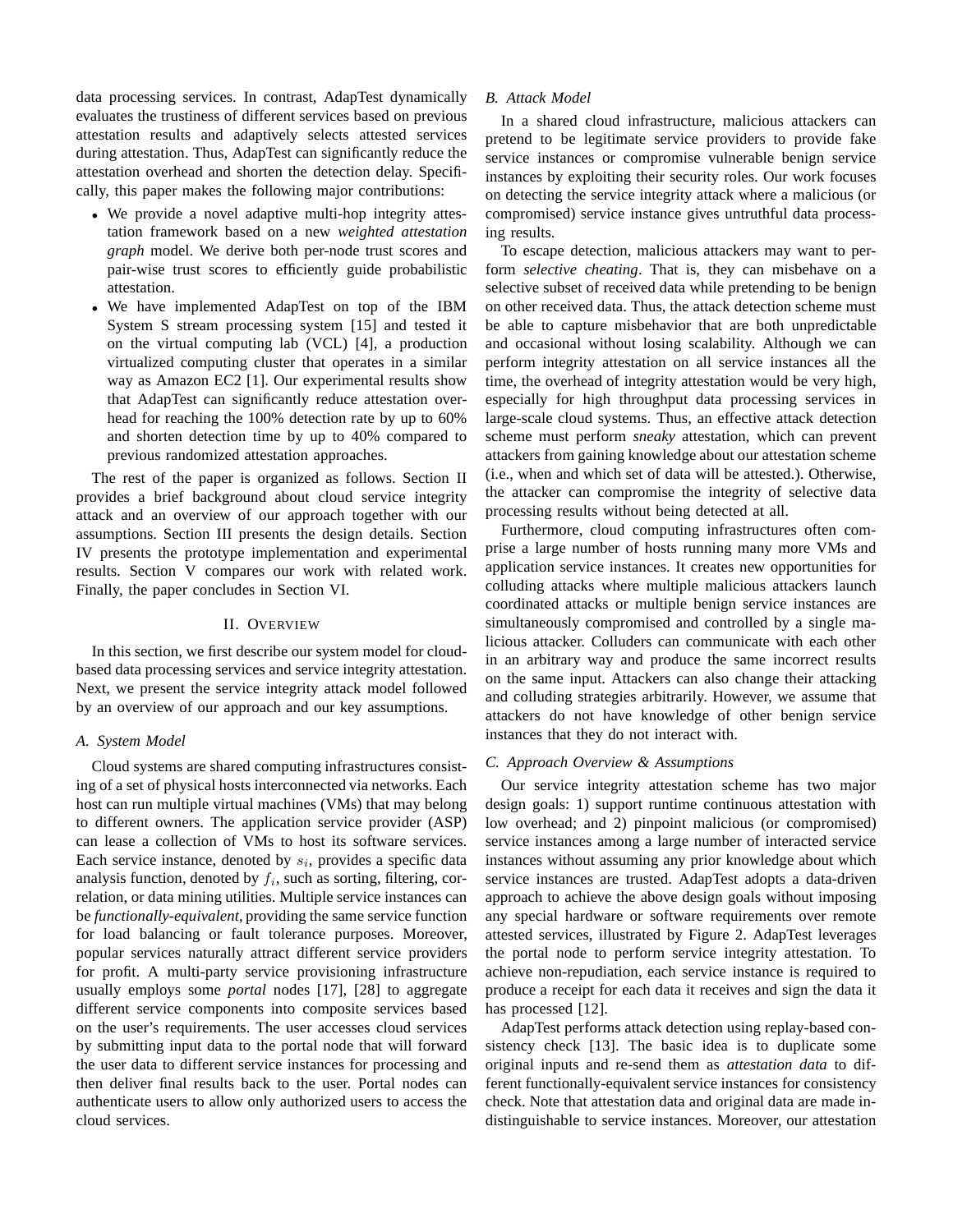data processing services. In contrast, AdapTest dynamically evaluates the trustiness of different services based on previous attestation results and adaptively selects attested services during attestation. Thus, AdapTest can significantly reduce the attestation overhead and shorten the detection delay. Specifically, this paper makes the following major contributions:

- We provide a novel adaptive multi-hop integrity attestation framework based on a new *weighted attestation graph* model. We derive both per-node trust scores and pair-wise trust scores to efficiently guide probabilistic attestation.
- We have implemented AdapTest on top of the IBM System S stream processing system [15] and tested it on the virtual computing lab (VCL) [4], a production virtualized computing cluster that operates in a similar way as Amazon EC2 [1]. Our experimental results show that AdapTest can significantly reduce attestation overhead for reaching the 100% detection rate by up to 60% and shorten detection time by up to 40% compared to previous randomized attestation approaches.

The rest of the paper is organized as follows. Section II provides a brief background about cloud service integrity attack and an overview of our approach together with our assumptions. Section III presents the design details. Section IV presents the prototype implementation and experimental results. Section V compares our work with related work. Finally, the paper concludes in Section VI.

## II. Overview

In this section, we first describe our system model for cloud-based data processing services and service integrity attestation. Next, we present the service integrity attack model followed by an overview of our approach and our key assumptions.

### A. System Model

Cloud systems are shared computing infrastructures consisting of a set of physical hosts interconnected via networks. Each host can run multiple virtual machines (VMs) that may belong to different owners. The application service provider (ASP) can lease a collection of VMs to host its software services. Each service instance, denoted by $s_i$, provides a specific data analysis function, denoted by $f_i$, such as sorting, filtering, correlation, or data mining utilities. Multiple service instances can be *functionally-equivalent*, providing the same service function for load balancing or fault tolerance purposes. Moreover, popular services naturally attract different service providers for profit. A multi-party service provisioning infrastructure usually employs some *portal* nodes [17], [28] to aggregate different service components into composite services based on the user's requirements. The user accesses cloud services by submitting input data to the portal node that will forward the user data to different service instances for processing and then deliver final results back to the user. Portal nodes can authenticate users to allow only authorized users to access the cloud services.

### B. Attack Model

In a shared cloud infrastructure, malicious attackers can pretend to be legitimate service providers to provide fake service instances or compromise vulnerable benign service instances by exploiting their security roles. Our work focuses on detecting the service integrity attack where a malicious (or compromised) service instance gives untruthful data processing results.

To escape detection, malicious attackers may want to perform *selective cheating*. That is, they can misbehave on a selective subset of received data while pretending to be benign on other received data. Thus, the attack detection scheme must be able to capture misbehavior that are both unpredictable and occasional without losing scalability. Although we can perform integrity attestation on all service instances all the time, the overhead of integrity attestation would be very high, especially for high throughput data processing services in large-scale cloud systems. Thus, an effective attack detection scheme must perform *sneaky* attestation, which can prevent attackers from gaining knowledge about our attestation scheme (i.e., when and which set of data will be attested.). Otherwise, the attacker can compromise the integrity of selective data processing results without being detected at all.

Furthermore, cloud computing infrastructures often comprise a large number of hosts running many more VMs and application service instances. It creates new opportunities for colluding attacks where multiple malicious attackers launch coordinated attacks or multiple benign service instances are simultaneously compromised and controlled by a single malicious attacker. Colluders can communicate with each other in an arbitrary way and produce the same incorrect results on the same input. Attackers can also change their attacking and colluding strategies arbitrarily. However, we assume that attackers do not have knowledge of other benign service instances that they do not interact with.

### C. Approach Overview & Assumptions

Our service integrity attestation scheme has two major design goals: 1) support runtime continuous attestation with low overhead; and 2) pinpoint malicious (or compromised) service instances among a large number of interacted service instances without assuming any prior knowledge about which service instances are trusted. AdapTest adopts a data-driven approach to achieve the above design goals without imposing any special hardware or software requirements over remote attested services, illustrated by Figure 2. AdapTest leverages the portal node to perform service integrity attestation. To achieve non-repudiation, each service instance is required to produce a receipt for each data it receives and sign the data it has processed [12].

AdapTest performs attack detection using replay-based consistency check [13]. The basic idea is to duplicate some original inputs and re-send them as *attestation data* to different functionally-equivalent service instances for consistency check. Note that attestation data and original data are made indistinguishable to service instances. Moreover, our attestation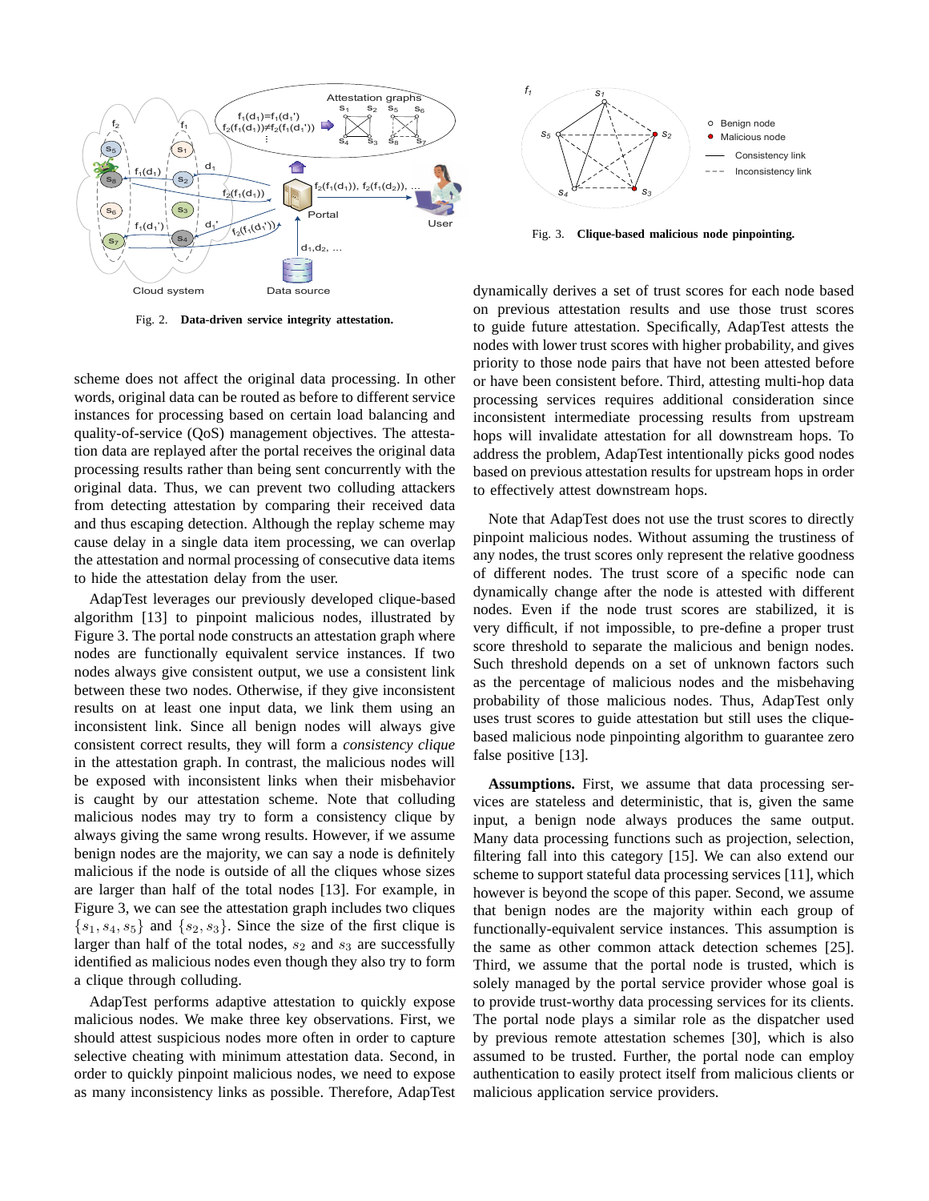Fig. 2. **Data-driven service integrity attestation.**

Fig. 3. **Clique-based malicious node pinpointing.**

scheme does not affect the original data processing. In other words, original data can be routed as before to different service instances for processing based on certain load balancing and quality-of-service (QoS) management objectives. The attestation data are replayed after the portal receives the original data processing results rather than being sent concurrently with the original data. Thus, we can prevent two colluding attackers from detecting attestation by comparing their received data and thus escaping detection. Although the replay scheme may cause delay in a single data item processing, we can overlap the attestation and normal processing of consecutive data items to hide the attestation delay from the user.

AdapTest leverages our previously developed clique-based algorithm [13] to pinpoint malicious nodes, illustrated by Figure 3. The portal node constructs an attestation graph where nodes are functionally equivalent service instances. If two nodes always give consistent output, we use a consistent link between these two nodes. Otherwise, if they give inconsistent results on at least one input data, we link them using an inconsistent link. Since all benign nodes will always give consistent correct results, they will form a *consistency clique* in the attestation graph. In contrast, the malicious nodes will be exposed with inconsistent links when their misbehavior is caught by our attestation scheme. Note that colluding malicious nodes may try to form a consistency clique by always giving the same wrong results. However, if we assume benign nodes are the majority, we can say a node is definitely malicious if the node is outside of all the cliques whose sizes are larger than half of the total nodes [13]. For example, in Figure 3, we can see the attestation graph includes two cliques $\{s_1, s_4, s_5\}$ and $\{s_2, s_3\}$. Since the size of the first clique is larger than half of the total nodes, $s_2$ and $s_3$ are successfully identified as malicious nodes even though they also try to form a clique through colluding.

AdapTest performs adaptive attestation to quickly expose malicious nodes. We make three key observations. First, we should attest suspicious nodes more often in order to capture selective cheating with minimum attestation data. Second, in order to quickly pinpoint malicious nodes, we need to expose as many inconsistency links as possible. Therefore, AdapTest dynamically derives a set of trust scores for each node based on previous attestation results and use those trust scores to guide future attestation. Specifically, AdapTest attests the nodes with lower trust scores with higher probability, and gives priority to those node pairs that have not been attested before or have been consistent before. Third, attesting multi-hop data processing services requires additional consideration since inconsistent intermediate processing results from upstream hops will invalidate attestation for all downstream hops. To address the problem, AdapTest intentionally picks good nodes based on previous attestation results for upstream hops in order to effectively attest downstream hops.

Note that AdapTest does not use the trust scores to directly pinpoint malicious nodes. Without assuming the trustiness of any nodes, the trust scores only represent the relative goodness of different nodes. The trust score of a specific node can dynamically change after the node is attested with different nodes. Even if the node trust scores are stabilized, it is very difficult, if not impossible, to pre-define a proper trust score threshold to separate the malicious and benign nodes. Such threshold depends on a set of unknown factors such as the percentage of malicious nodes and the misbehaving probability of those malicious nodes. Thus, AdapTest only uses trust scores to guide attestation but still uses the clique-based malicious node pinpointing algorithm to guarantee zero false positive [13].

**Assumptions.** First, we assume that data processing services are stateless and deterministic, that is, given the same input, a benign node always produces the same output. Many data processing functions such as projection, selection, filtering fall into this category [15]. We can also extend our scheme to support stateful data processing services [11], which however is beyond the scope of this paper. Second, we assume that benign nodes are the majority within each group of functionally-equivalent service instances. This assumption is the same as other common attack detection schemes [25]. Third, we assume that the portal node is trusted, which is solely managed by the portal service provider whose goal is to provide trust-worthy data processing services for its clients. The portal node plays a similar role as the dispatcher used by previous remote attestation schemes [30], which is also assumed to be trusted. Further, the portal node can employ authentication to easily protect itself from malicious clients or malicious application service providers.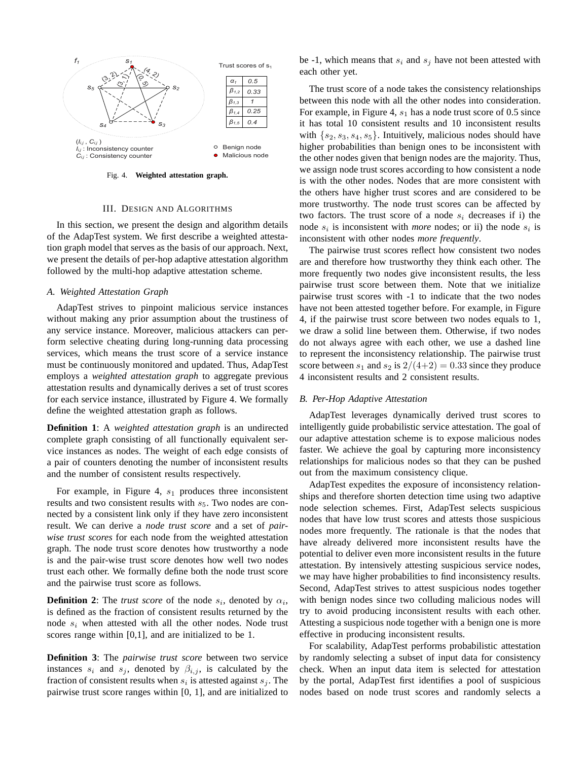Fig. 4. **Weighted attestation graph.**

## III. Design and Algorithms

In this section, we present the design and algorithm details of the AdapTest system. We first describe a weighted attestation graph model that serves as the basis of our approach. Next, we present the details of per-hop adaptive attestation algorithm followed by the multi-hop adaptive attestation scheme.

### A. Weighted Attestation Graph

AdapTest strives to pinpoint malicious service instances without making any prior assumption about the trustiness of any service instance. Moreover, malicious attackers can perform selective cheating during long-running data processing services, which means the trust score of a service instance must be continuously monitored and updated. Thus, AdapTest employs a *weighted attestation graph* to aggregate previous attestation results and dynamically derives a set of trust scores for each service instance, illustrated by Figure 4. We formally define the weighted attestation graph as follows.

**Definition 1**: A *weighted attestation graph* is an undirected complete graph consisting of all functionally equivalent service instances as nodes. The weight of each edge consists of a pair of counters denoting the number of inconsistent results and the number of consistent results respectively.

For example, in Figure 4, $s_1$ produces three inconsistent results and two consistent results with $s_5$. Two nodes are connected by a consistent link only if they have zero inconsistent result. We can derive a *node trust score* and a set of *pairwise trust scores* for each node from the weighted attestation graph. The node trust score denotes how trustworthy a node is and the pair-wise trust score denotes how well two nodes trust each other. We formally define both the node trust score and the pairwise trust score as follows.

**Definition 2**: The *trust score* of the node $s_i$, denoted by $\alpha_i$, is defined as the fraction of consistent results returned by the node $s_i$ when attested with all the other nodes. Node trust scores range within [0,1], and are initialized to be 1.

**Definition 3**: The *pairwise trust score* between two service instances $s_i$ and $s_j$, denoted by $\beta_{i,j}$, is calculated by the fraction of consistent results when $s_i$ is attested against $s_j$. The pairwise trust score ranges within [0, 1], and are initialized to be -1, which means that $s_i$ and $s_j$ have not been attested with each other yet.

The trust score of a node takes the consistency relationships between this node with all the other nodes into consideration. For example, in Figure 4, $s_1$ has a node trust score of 0.5 since it has total 10 consistent results and 10 inconsistent results with $\{s_2, s_3, s_4, s_5\}$. Intuitively, malicious nodes should have higher probabilities than benign ones to be inconsistent with the other nodes given that benign nodes are the majority. Thus, we assign node trust scores according to how consistent a node is with the other nodes. Nodes that are more consistent with the others have higher trust scores and are considered to be more trustworthy. The node trust scores can be affected by two factors. The trust score of a node $s_i$ decreases if i) the node $s_i$ is inconsistent with *more* nodes; or ii) the node $s_i$ is inconsistent with other nodes *more frequently*.

The pairwise trust scores reflect how consistent two nodes are and therefore how trustworthy they think each other. The more frequently two nodes give inconsistent results, the less pairwise trust score between them. Note that we initialize pairwise trust scores with -1 to indicate that the two nodes have not been attested together before. For example, in Figure 4, if the pairwise trust score between two nodes equals to 1, we draw a solid line between them. Otherwise, if two nodes do not always agree with each other, we use a dashed line to represent the inconsistency relationship. The pairwise trust score between $s_1$ and $s_2$ is $2/(4+2) = 0.33$ since they produce 4 inconsistent results and 2 consistent results.

### B. Per-Hop Adaptive Attestation

AdapTest leverages dynamically derived trust scores to intelligently guide probabilistic service attestation. The goal of our adaptive attestation scheme is to expose malicious nodes faster. We achieve the goal by capturing more inconsistency relationships for malicious nodes so that they can be pushed out from the maximum consistency clique.

AdapTest expedites the exposure of inconsistency relationships and therefore shorten detection time using two adaptive node selection schemes. First, AdapTest selects suspicious nodes that have low trust scores and attests those suspicious nodes more frequently. The rationale is that the nodes that have already delivered more inconsistent results have the potential to deliver even more inconsistent results in the future attestation. By intensively attesting suspicious service nodes, we may have higher probabilities to find inconsistency results. Second, AdapTest strives to attest suspicious nodes together with benign nodes since two colluding malicious nodes will try to avoid producing inconsistent results with each other. Attesting a suspicious node together with a benign one is more effective in producing inconsistent results.

For scalability, AdapTest performs probabilistic attestation by randomly selecting a subset of input data for consistency check. When an input data item is selected for attestation by the portal, AdapTest first identifies a pool of suspicious nodes based on node trust scores and randomly selects a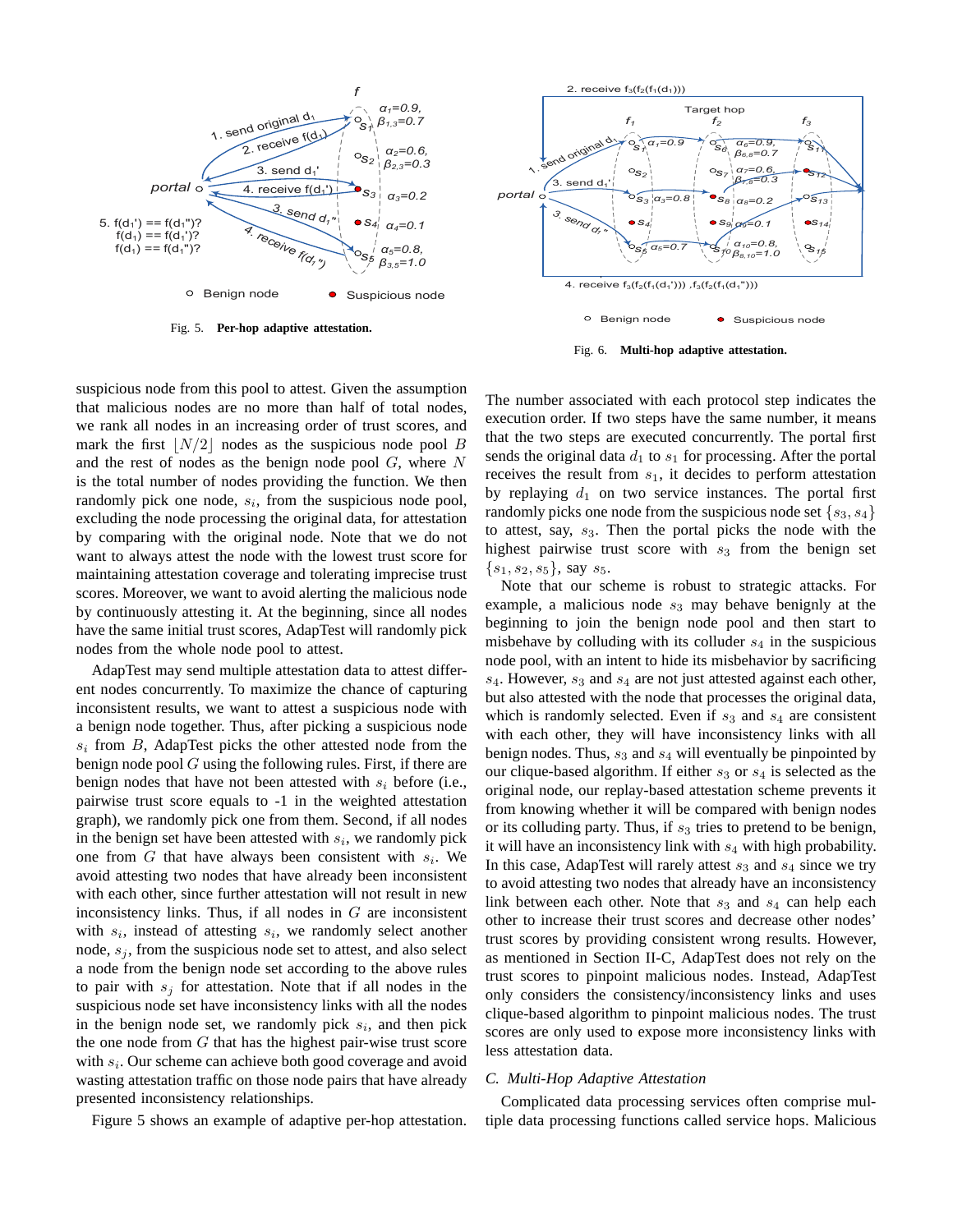Fig. 5. **Per-hop adaptive attestation.**

Fig. 6. **Multi-hop adaptive attestation.**

suspicious node from this pool to attest. Given the assumption that malicious nodes are no more than half of total nodes, we rank all nodes in an increasing order of trust scores, and mark the first $\lfloor N/2 \rfloor$ nodes as the suspicious node pool $B$ and the rest of nodes as the benign node pool $G$, where $N$ is the total number of nodes providing the function. We then randomly pick one node, $s_i$, from the suspicious node pool, excluding the node processing the original data, for attestation by comparing with the original node. Note that we do not want to always attest the node with the lowest trust score for maintaining attestation coverage and tolerating imprecise trust scores. Moreover, we want to avoid alerting the malicious node by continuously attesting it. At the beginning, since all nodes have the same initial trust scores, AdapTest will randomly pick nodes from the whole node pool to attest.

AdapTest may send multiple attestation data to attest different nodes concurrently. To maximize the chance of capturing inconsistent results, we want to attest a suspicious node with a benign node together. Thus, after picking a suspicious node $s_i$ from $B$, AdapTest picks the other attested node from the benign node pool $G$ using the following rules. First, if there are benign nodes that have not been attested with $s_i$ before (i.e., pairwise trust score equals to -1 in the weighted attestation graph), we randomly pick one from them. Second, if all nodes in the benign set have been attested with $s_i$, we randomly pick one from $G$ that have always been consistent with $s_i$. We avoid attesting two nodes that have already been inconsistent with each other, since further attestation will not result in new inconsistency links. Thus, if all nodes in $G$ are inconsistent with $s_i$, instead of attesting $s_i$, we randomly select another node, $s_j$, from the suspicious node set to attest, and also select a node from the benign node set according to the above rules to pair with $s_j$ for attestation. Note that if all nodes in the suspicious node set have inconsistency links with all the nodes in the benign node set, we randomly pick $s_i$, and then pick the one node from $G$ that has the highest pair-wise trust score with $s_i$. Our scheme can achieve both good coverage and avoid wasting attestation traffic on those node pairs that have already presented inconsistency relationships.

Figure 5 shows an example of adaptive per-hop attestation. The number associated with each protocol step indicates the execution order. If two steps have the same number, it means that the two steps are executed concurrently. The portal first sends the original data $d_1$ to $s_1$ for processing. After the portal receives the result from $s_1$, it decides to perform attestation by replaying $d_1$ on two service instances. The portal first randomly picks one node from the suspicious node set $\{s_3, s_4\}$ to attest, say, $s_3$. Then the portal picks the node with the highest pairwise trust score with $s_3$ from the benign set $\{s_1, s_2, s_5\}$, say $s_5$.

Note that our scheme is robust to strategic attacks. For example, a malicious node $s_3$ may behave benignly at the beginning to join the benign node pool and then start to misbehave by colluding with its colluder $s_4$ in the suspicious node pool, with an intent to hide its misbehavior by sacrificing $s_4$. However, $s_3$ and $s_4$ are not just attested against each other, but also attested with the node that processes the original data, which is randomly selected. Even if $s_3$ and $s_4$ are consistent with each other, they will have inconsistency links with all benign nodes. Thus, $s_3$ and $s_4$ will eventually be pinpointed by our clique-based algorithm. If either $s_3$ or $s_4$ is selected as the original node, our replay-based attestation scheme prevents it from knowing whether it will be compared with benign nodes or its colluding party. Thus, if $s_3$ tries to pretend to be benign, it will have an inconsistency link with $s_4$ with high probability. In this case, AdapTest will rarely attest $s_3$ and $s_4$ since we try to avoid attesting two nodes that already have an inconsistency link between each other. Note that $s_3$ and $s_4$ can help each other to increase their trust scores and decrease other nodes' trust scores by providing consistent wrong results. However, as mentioned in Section II-C, AdapTest does not rely on the trust scores to pinpoint malicious nodes. Instead, AdapTest only considers the consistency/inconsistency links and uses clique-based algorithm to pinpoint malicious nodes. The trust scores are only used to expose more inconsistency links with less attestation data.

### C. Multi-Hop Adaptive Attestation

Complicated data processing services often comprise multiple data processing functions called service hops. Malicious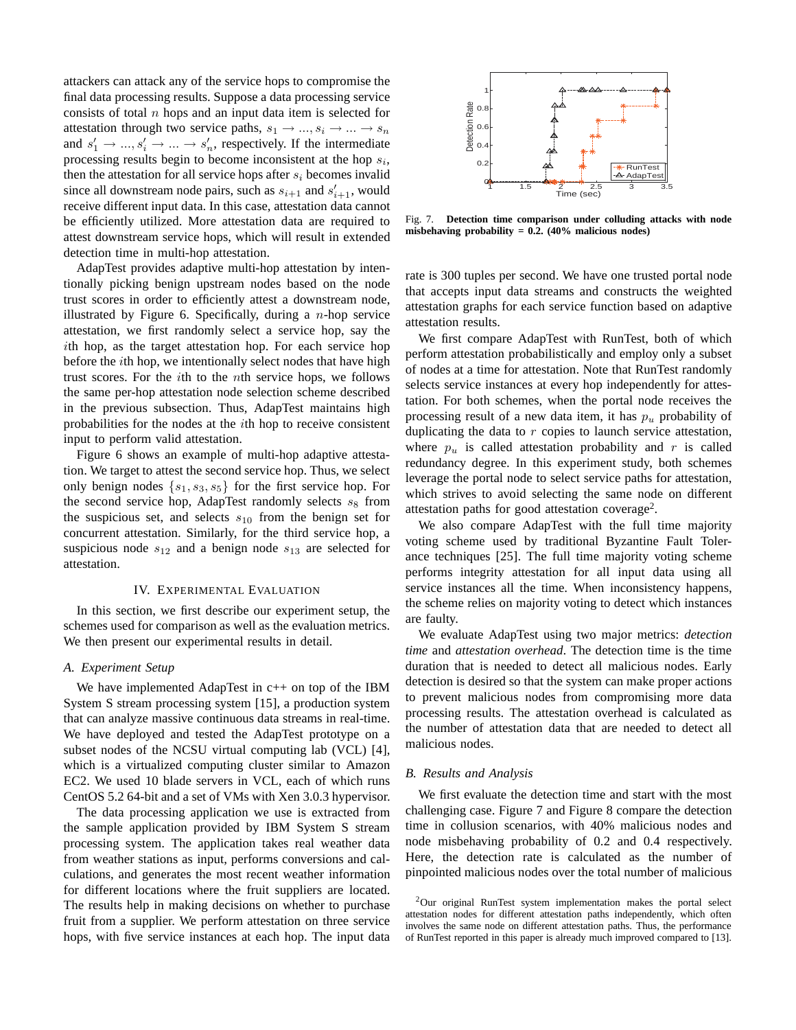attackers can attack any of the service hops to compromise the final data processing results. Suppose a data processing service consists of total $n$ hops and an input data item is selected for attestation through two service paths, $s_1 \rightarrow ..., s_i \rightarrow ... \rightarrow s_n$ and $s'_1 \rightarrow ..., s'_i \rightarrow ... \rightarrow s'_n$, respectively. If the intermediate processing results begin to become inconsistent at the hop $s_i$, then the attestation for all service hops after $s_i$ becomes invalid since all downstream node pairs, such as $s_{i+1}$ and $s'_{i+1}$, would receive different input data. In this case, attestation data cannot be efficiently utilized. More attestation data are required to attest downstream service hops, which will result in extended detection time in multi-hop attestation.

AdapTest provides adaptive multi-hop attestation by intentionally picking benign upstream nodes based on the node trust scores in order to efficiently attest a downstream node, illustrated by Figure 6. Specifically, during a $n$-hop service attestation, we first randomly select a service hop, say the $i$th hop, as the target attestation hop. For each service hop before the $i$th hop, we intentionally select nodes that have high trust scores. For the $i$th to the $n$th service hops, we follows the same per-hop attestation node selection scheme described in the previous subsection. Thus, AdapTest maintains high probabilities for the nodes at the $i$th hop to receive consistent input to perform valid attestation.

Figure 6 shows an example of multi-hop adaptive attestation. We target to attest the second service hop. Thus, we select only benign nodes $\{s_1, s_3, s_5\}$ for the first service hop. For the second service hop, AdapTest randomly selects $s_8$ from the suspicious set, and selects $s_{10}$ from the benign set for concurrent attestation. Similarly, for the third service hop, a suspicious node $s_{12}$ and a benign node $s_{13}$ are selected for attestation.

## IV. Experimental Evaluation

In this section, we first describe our experiment setup, the schemes used for comparison as well as the evaluation metrics. We then present our experimental results in detail.

### *A. Experiment Setup*

We have implemented AdapTest in c++ on top of the IBM System S stream processing system [15], a production system that can analyze massive continuous data streams in real-time. We have deployed and tested the AdapTest prototype on a subset nodes of the NCSU virtual computing lab (VCL) [4], which is a virtualized computing cluster similar to Amazon EC2. We used 10 blade servers in VCL, each of which runs CentOS 5.2 64-bit and a set of VMs with Xen 3.0.3 hypervisor.

The data processing application we use is extracted from the sample application provided by IBM System S stream processing system. The application takes real weather data from weather stations as input, performs conversions and calculations, and generates the most recent weather information for different locations where the fruit suppliers are located. The results help in making decisions on whether to purchase fruit from a supplier. We perform attestation on three service hops, with five service instances at each hop. The input data rate is 300 tuples per second. We have one trusted portal node that accepts input data streams and constructs the weighted attestation graphs for each service function based on adaptive attestation results.

Fig. 7. **Detection time comparison under colluding attacks with node misbehaving probability = 0.2. (40% malicious nodes)**

We first compare AdapTest with RunTest, both of which perform attestation probabilistically and employ only a subset of nodes at a time for attestation. Note that RunTest randomly selects service instances at every hop independently for attestation. For both schemes, when the portal node receives the processing result of a new data item, it has $p_u$ probability of duplicating the data to $r$ copies to launch service attestation, where $p_u$ is called attestation probability and $r$ is called redundancy degree. In this experiment study, both schemes leverage the portal node to select service paths for attestation, which strives to avoid selecting the same node on different attestation paths for good attestation coverage[2].

We also compare AdapTest with the full time majority voting scheme used by traditional Byzantine Fault Tolerance techniques [25]. The full time majority voting scheme performs integrity attestation for all input data using all service instances all the time. When inconsistency happens, the scheme relies on majority voting to detect which instances are faulty.

We evaluate AdapTest using two major metrics: *detection time* and *attestation overhead*. The detection time is the time duration that is needed to detect all malicious nodes. Early detection is desired so that the system can make proper actions to prevent malicious nodes from compromising more data processing results. The attestation overhead is calculated as the number of attestation data that are needed to detect all malicious nodes.

### *B. Results and Analysis*

We first evaluate the detection time and start with the most challenging case. Figure 7 and Figure 8 compare the detection time in collusion scenarios, with 40% malicious nodes and node misbehaving probability of 0.2 and 0.4 respectively. Here, the detection rate is calculated as the number of pinpointed malicious nodes over the total number of malicious

[2]Our original RunTest system implementation makes the portal select attestation nodes for different attestation paths independently, which often involves the same node on different attestation paths. Thus, the performance of RunTest reported in this paper is already much improved compared to [13].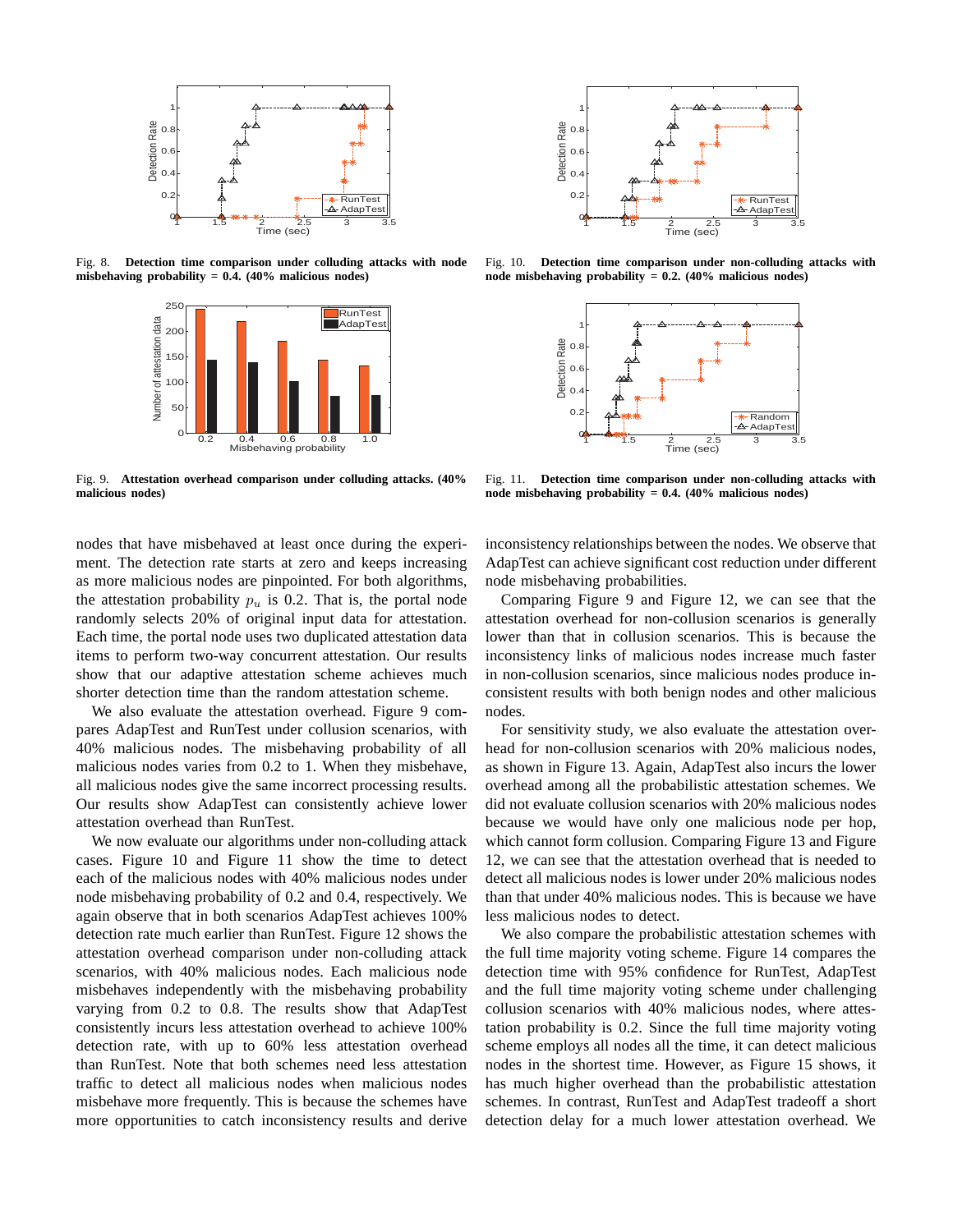Fig. 8. **Detection time comparison under colluding attacks with node misbehaving probability = 0.4. (40% malicious nodes)**

Fig. 9. **Attestation overhead comparison under colluding attacks. (40% malicious nodes)**

Fig. 10. **Detection time comparison under non-colluding attacks with node misbehaving probability = 0.2. (40% malicious nodes)**

Fig. 11. **Detection time comparison under non-colluding attacks with node misbehaving probability = 0.4. (40% malicious nodes)**

nodes that have misbehaved at least once during the experiment. The detection rate starts at zero and keeps increasing as more malicious nodes are pinpointed. For both algorithms, the attestation probability $p_u$ is 0.2. That is, the portal node randomly selects 20% of original input data for attestation. Each time, the portal node uses two duplicated attestation data items to perform two-way concurrent attestation. Our results show that our adaptive attestation scheme achieves much shorter detection time than the random attestation scheme.

We also evaluate the attestation overhead. Figure 9 compares AdapTest and RunTest under collusion scenarios, with 40% malicious nodes. The misbehaving probability of all malicious nodes varies from 0.2 to 1. When they misbehave, all malicious nodes give the same incorrect processing results. Our results show AdapTest can consistently achieve lower attestation overhead than RunTest.

We now evaluate our algorithms under non-colluding attack cases. Figure 10 and Figure 11 show the time to detect each of the malicious nodes with 40% malicious nodes under node misbehaving probability of 0.2 and 0.4, respectively. We again observe that in both scenarios AdapTest achieves 100% detection rate much earlier than RunTest. Figure 12 shows the attestation overhead comparison under non-colluding attack scenarios, with 40% malicious nodes. Each malicious node misbehaves independently with the misbehaving probability varying from 0.2 to 0.8. The results show that AdapTest consistently incurs less attestation overhead to achieve 100% detection rate, with up to 60% less attestation overhead than RunTest. Note that both schemes need less attestation traffic to detect all malicious nodes when malicious nodes misbehave more frequently. This is because the schemes have more opportunities to catch inconsistency results and derive inconsistency relationships between the nodes. We observe that AdapTest can achieve significant cost reduction under different node misbehaving probabilities.

Comparing Figure 9 and Figure 12, we can see that the attestation overhead for non-collusion scenarios is generally lower than that in collusion scenarios. This is because the inconsistency links of malicious nodes increase much faster in non-collusion scenarios, since malicious nodes produce inconsistent results with both benign nodes and other malicious nodes.

For sensitivity study, we also evaluate the attestation overhead for non-collusion scenarios with 20% malicious nodes, as shown in Figure 13. Again, AdapTest also incurs the lower overhead among all the probabilistic attestation schemes. We did not evaluate collusion scenarios with 20% malicious nodes because we would have only one malicious node per hop, which cannot form collusion. Comparing Figure 13 and Figure 12, we can see that the attestation overhead that is needed to detect all malicious nodes is lower under 20% malicious nodes than that under 40% malicious nodes. This is because we have less malicious nodes to detect.

We also compare the probabilistic attestation schemes with the full time majority voting scheme. Figure 14 compares the detection time with 95% confidence for RunTest, AdapTest and the full time majority voting scheme under challenging collusion scenarios with 40% malicious nodes, where attestation probability is 0.2. Since the full time majority voting scheme employs all nodes all the time, it can detect malicious nodes in the shortest time. However, as Figure 15 shows, it has much higher overhead than the probabilistic attestation schemes. In contrast, RunTest and AdapTest tradeoff a short detection delay for a much lower attestation overhead. We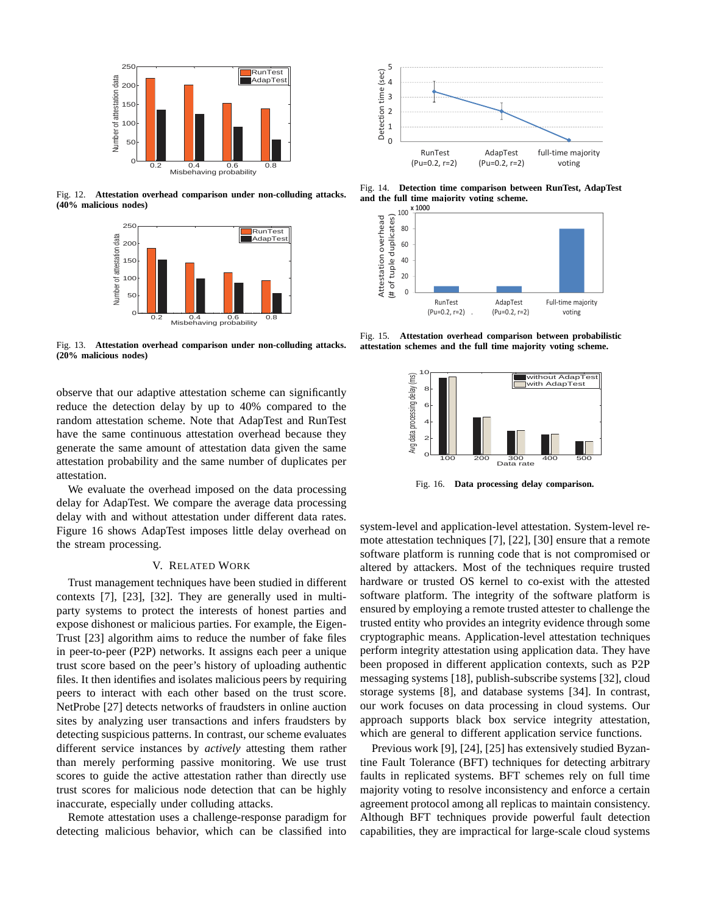Fig. 12. **Attestation overhead comparison under non-colluding attacks. (40% malicious nodes)**

Fig. 13. **Attestation overhead comparison under non-colluding attacks. (20% malicious nodes)**

Fig. 14. **Detection time comparison between RunTest, AdapTest and the full time majority voting scheme.**

Fig. 15. **Attestation overhead comparison between probabilistic attestation schemes and the full time majority voting scheme.**

Fig. 16. **Data processing delay comparison.**

observe that our adaptive attestation scheme can significantly reduce the detection delay by up to 40% compared to the random attestation scheme. Note that AdapTest and RunTest have the same continuous attestation overhead because they generate the same amount of attestation data given the same attestation probability and the same number of duplicates per attestation.

We evaluate the overhead imposed on the data processing delay for AdapTest. We compare the average data processing delay with and without attestation under different data rates. Figure 16 shows AdapTest imposes little delay overhead on the stream processing.

## V. Related Work

Trust management techniques have been studied in different contexts [7], [23], [32]. They are generally used in multi-party systems to protect the interests of honest parties and expose dishonest or malicious parties. For example, the Eigen-Trust [23] algorithm aims to reduce the number of fake files in peer-to-peer (P2P) networks. It assigns each peer a unique trust score based on the peer's history of uploading authentic files. It then identifies and isolates malicious peers by requiring peers to interact with each other based on the trust score. NetProbe [27] detects networks of fraudsters in online auction sites by analyzing user transactions and infers fraudsters by detecting suspicious patterns. In contrast, our scheme evaluates different service instances by *actively* attesting them rather than merely performing passive monitoring. We use trust scores to guide the active attestation rather than directly use trust scores for malicious node detection that can be highly inaccurate, especially under colluding attacks.

Remote attestation uses a challenge-response paradigm for detecting malicious behavior, which can be classified into system-level and application-level attestation. System-level remote attestation techniques [7], [22], [30] ensure that a remote software platform is running code that is not compromised or altered by attackers. Most of the techniques require trusted hardware or trusted OS kernel to co-exist with the attested software platform. The integrity of the software platform is ensured by employing a remote trusted attester to challenge the trusted entity who provides an integrity evidence through some cryptographic means. Application-level attestation techniques perform integrity attestation using application data. They have been proposed in different application contexts, such as P2P messaging systems [18], publish-subscribe systems [32], cloud storage systems [8], and database systems [34]. In contrast, our work focuses on data processing in cloud systems. Our approach supports black box service integrity attestation, which are general to different application service functions.

Previous work [9], [24], [25] has extensively studied Byzantine Fault Tolerance (BFT) techniques for detecting arbitrary faults in replicated systems. BFT schemes rely on full time majority voting to resolve inconsistency and enforce a certain agreement protocol among all replicas to maintain consistency. Although BFT techniques provide powerful fault detection capabilities, they are impractical for large-scale cloud systems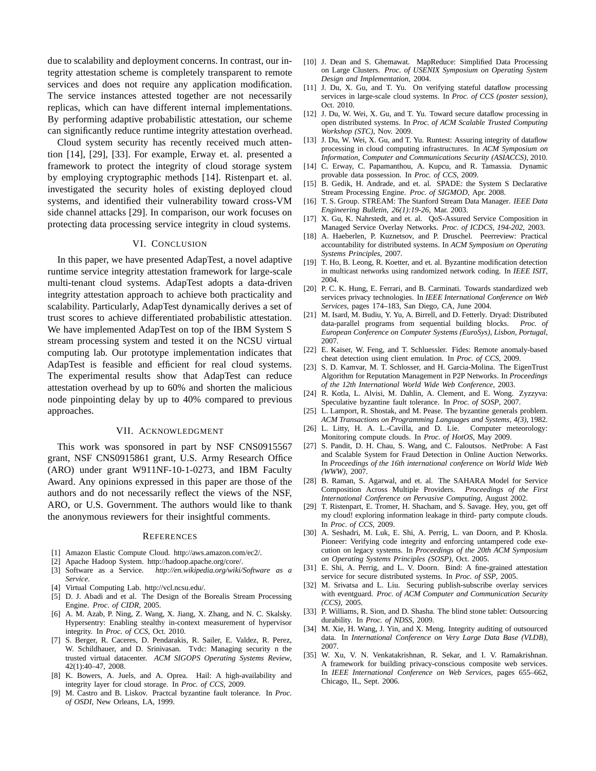due to scalability and deployment concerns. In contrast, our integrity attestation scheme is completely transparent to remote services and does not require any application modification. The service instances attested together are not necessarily replicas, which can have different internal implementations. By performing adaptive probabilistic attestation, our scheme can significantly reduce runtime integrity attestation overhead.

Cloud system security has recently received much attention [14], [29], [33]. For example, Erway et. al. presented a framework to protect the integrity of cloud storage system by employing cryptographic methods [14]. Ristenpart et. al. investigated the security holes of existing deployed cloud systems, and identified their vulnerability toward cross-VM side channel attacks [29]. In comparison, our work focuses on protecting data processing service integrity in cloud systems.

## VI. Conclusion

In this paper, we have presented AdapTest, a novel adaptive runtime service integrity attestation framework for large-scale multi-tenant cloud systems. AdapTest adopts a data-driven integrity attestation approach to achieve both practicality and scalability. Particularly, AdapTest dynamically derives a set of trust scores to achieve differentiated probabilistic attestation. We have implemented AdapTest on top of the IBM System S stream processing system and tested it on the NCSU virtual computing lab. Our prototype implementation indicates that AdapTest is feasible and efficient for real cloud systems. The experimental results show that AdapTest can reduce attestation overhead by up to 60% and shorten the malicious node pinpointing delay by up to 40% compared to previous approaches.

## VII. Acknowledgment

This work was sponsored in part by NSF CNS0915567 grant, NSF CNS0915861 grant, U.S. Army Research Office (ARO) under grant W911NF-10-1-0273, and IBM Faculty Award. Any opinions expressed in this paper are those of the authors and do not necessarily reflect the views of the NSF, ARO, or U.S. Government. The authors would like to thank the anonymous reviewers for their insightful comments.

## References

[1] Amazon Elastic Compute Cloud. http://aws.amazon.com/ec2/.

[2] Apache Hadoop System. http://hadoop.apache.org/core/.

[3] Software as a Service. *http://en.wikipedia.org/wiki/Software as a Service.*

[4] Virtual Computing Lab. http://vcl.ncsu.edu/.

[5] D. J. Abadi and et al. The Design of the Borealis Stream Processing Engine. *Proc. of CIDR*, 2005.

[6] A. M. Azab, P. Ning, Z. Wang, X. Jiang, X. Zhang, and N. C. Skalsky. Hypersentry: Enabling stealthy in-context measurement of hypervisor integrity. In *Proc. of CCS*, Oct. 2010.

[7] S. Berger, R. Caceres, D. Pendarakis, R. Sailer, E. Valdez, R. Perez, W. Schildhauer, and D. Srinivasan. Tvdc: Managing security n the trusted virtual datacenter. *ACM SIGOPS Operating Systems Review*, 42(1):40–47, 2008.

[8] K. Bowers, A. Juels, and A. Oprea. Hail: A high-availability and integrity layer for cloud storage. In *Proc. of CCS*, 2009.

[9] M. Castro and B. Liskov. Practcal byzantine fault tolerance. In *Proc. of OSDI*, New Orleans, LA, 1999.

[10] J. Dean and S. Ghemawat. MapReduce: Simplified Data Processing on Large Clusters. *Proc. of USENIX Symposium on Operating System Design and Implementation*, 2004.

[11] J. Du, X. Gu, and T. Yu. On verifying stateful dataflow processing services in large-scale cloud systems. In *Proc. of CCS (poster session)*, Oct. 2010.

[12] J. Du, W. Wei, X. Gu, and T. Yu. Toward secure dataflow processing in open distributed systems. In *Proc. of ACM Scalable Trusted Computing Workshop (STC)*, Nov. 2009.

[13] J. Du, W. Wei, X. Gu, and T. Yu. Runtest: Assuring integrity of dataflow processing in cloud computing infrastructures. In *ACM Symposium on Information, Computer and Communications Security (ASIACCS)*, 2010.

[14] C. Erway, C. Papamanthou, A. Kupcu, and R. Tamassia. Dynamic provable data possession. In *Proc. of CCS*, 2009.

[15] B. Gedik, H. Andrade, and et. al. SPADE: the System S Declarative Stream Processing Engine. *Proc. of SIGMOD*, Apr. 2008.

[16] T. S. Group. STREAM: The Stanford Stream Data Manager. *IEEE Data Engineering Bulletin, 26(1):19-26*, Mar. 2003.

[17] X. Gu, K. Nahrstedt, and et. al. QoS-Assured Service Composition in Managed Service Overlay Networks. *Proc. of ICDCS, 194-202*, 2003.

[18] A. Haeberlen, P. Kuznetsov, and P. Druschel. Peerreview: Practical accountability for distributed systems. In *ACM Symposium on Operating Systems Principles*, 2007.

[19] T. Ho, B. Leong, R. Koetter, and et. al. Byzantine modification detection in multicast networks using randomized network coding. In *IEEE ISIT*, 2004.

[20] P. C. K. Hung, E. Ferrari, and B. Carminati. Towards standardized web services privacy technologies. In *IEEE International Conference on Web Services*, pages 174–183, San Diego, CA, June 2004.

[21] M. Isard, M. Budiu, Y. Yu, A. Birrell, and D. Fetterly. Dryad: Distributed data-parallel programs from sequential building blocks. *Proc. of European Conference on Computer Systems (EuroSys), Lisbon, Portugal*, 2007.

[22] E. Kaiser, W. Feng, and T. Schluessler. Fides: Remote anomaly-based cheat detection using client emulation. In *Proc. of CCS*, 2009.

[23] S. D. Kamvar, M. T. Schlosser, and H. Garcia-Molina. The EigenTrust Algorithm for Reputation Management in P2P Networks. In *Proceedings of the 12th International World Wide Web Conference*, 2003.

[24] R. Kotla, L. Alvisi, M. Dahlin, A. Clement, and E. Wong. Zyzzyva: Speculative byzantine fault tolerance. In *Proc. of SOSP*, 2007.

[25] L. Lamport, R. Shostak, and M. Pease. The byzantine generals problem. *ACM Transactions on Programming Languages and Systems, 4(3)*, 1982.

[26] L. Litty, H. A. L.-Cavilla, and D. Lie. Computer meteorology: Monitoring compute clouds. In *Proc. of HotOS*, May 2009.

[27] S. Pandit, D. H. Chau, S. Wang, and C. Faloutsos. NetProbe: A Fast and Scalable System for Fraud Detection in Online Auction Networks. In *Proceedings of the 16th international conference on World Wide Web (WWW)*, 2007.

[28] B. Raman, S. Agarwal, and et. al. The SAHARA Model for Service Composition Across Multiple Providers. *Proceedings of the First International Conference on Pervasive Computing*, August 2002.

[29] T. Ristenpart, E. Tromer, H. Shacham, and S. Savage. Hey, you, get off my cloud! exploring information leakage in third- party compute clouds. In *Proc. of CCS*, 2009.

[30] A. Seshadri, M. Luk, E. Shi, A. Perrig, L. van Doorn, and P. Khosla. Pioneer: Verifying code integrity and enforcing untampered code execution on legacy systems. In *Proceedings of the 20th ACM Symposium on Operating Systems Principles (SOSP)*, Oct. 2005.

[31] E. Shi, A. Perrig, and L. V. Doorn. Bind: A fine-grained attestation service for secure distributed systems. In *Proc. of SSP*, 2005.

[32] M. Srivatsa and L. Liu. Securing publish-subscribe overlay services with eventguard. *Proc. of ACM Computer and Communication Security (CCS)*, 2005.

[33] P. Williams, R. Sion, and D. Shasha. The blind stone tablet: Outsourcing durability. In *Proc. of NDSS*, 2009.

[34] M. Xie, H. Wang, J. Yin, and X. Meng. Integrity auditing of outsourced data. In *International Conference on Very Large Data Base (VLDB)*, 2007.

[35] W. Xu, V. N. Venkatakrishnan, R. Sekar, and I. V. Ramakrishnan. A framework for building privacy-conscious composite web services. In *IEEE International Conference on Web Services*, pages 655–662, Chicago, IL, Sept. 2006.